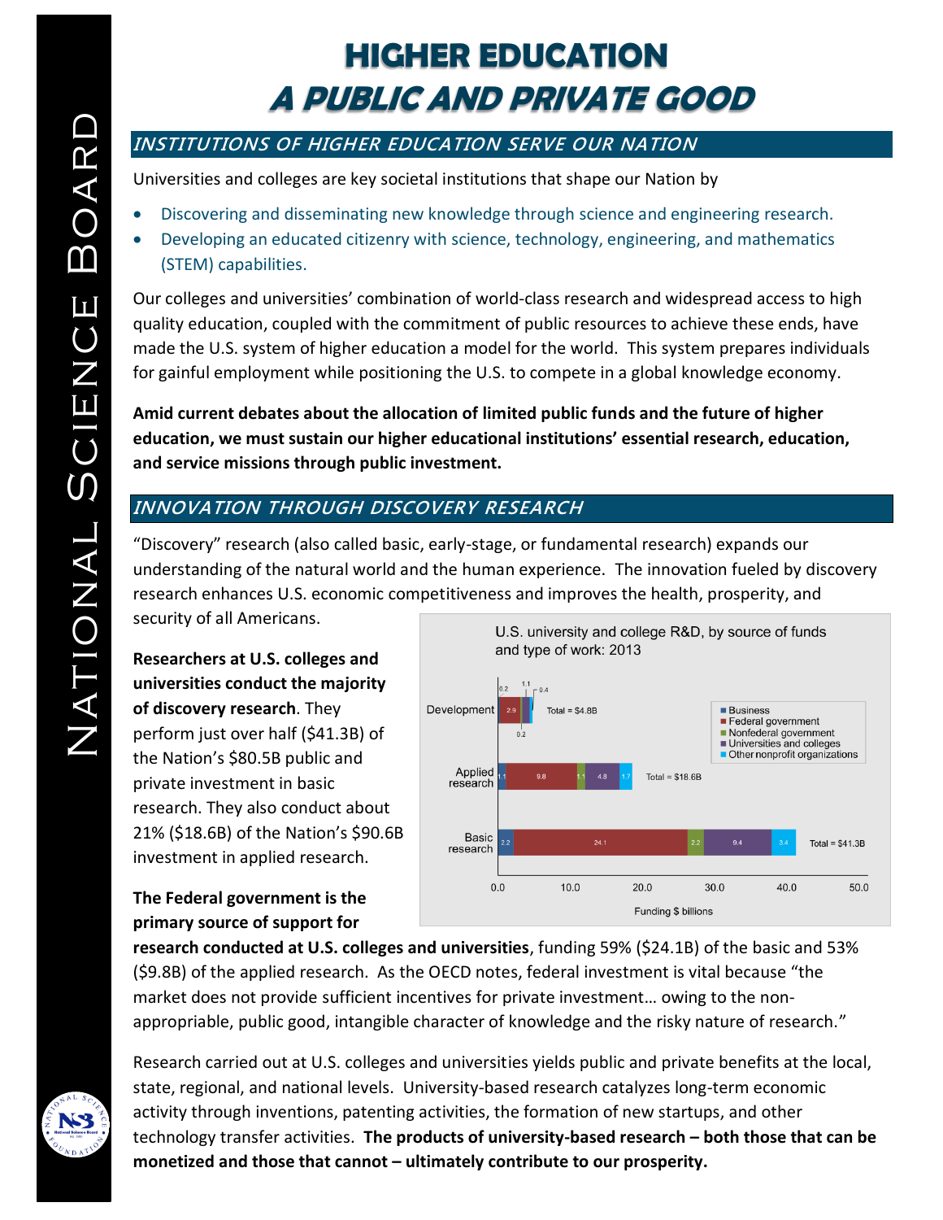# HIGHER EDUCATION
# *A PUBLIC AND PRIVATE GOOD*

## *INSTITUTIONS OF HIGHER EDUCATION SERVE OUR NATION*

Universities and colleges are key societal institutions that shape our Nation by

- Discovering and disseminating new knowledge through science and engineering research.
- Developing an educated citizenry with science, technology, engineering, and mathematics (STEM) capabilities.

Our colleges and universities' combination of world-class research and widespread access to high quality education, coupled with the commitment of public resources to achieve these ends, have made the U.S. system of higher education a model for the world. This system prepares individuals for gainful employment while positioning the U.S. to compete in a global knowledge economy.

**Amid current debates about the allocation of limited public funds and the future of higher education, we must sustain our higher educational institutions' essential research, education, and service missions through public investment.**

## *INNOVATION THROUGH DISCOVERY RESEARCH*

"Discovery" research (also called basic, early-stage, or fundamental research) expands our understanding of the natural world and the human experience. The innovation fueled by discovery research enhances U.S. economic competitiveness and improves the health, prosperity, and security of all Americans.

U.S. university and college R&D, by source of funds and type of work: 2013

| Type of work | Business | Federal government | Nonfederal government | Universities and colleges | Other nonprofit organizations | Total |
|---|---|---|---|---|---|---|
| Development | 0.2 | 2.9 | 0.2 | 1.1 | 0.4 | $4.8B |
| Applied research | 1.1 | 9.8 | 1.1 | 4.8 | 1.7 | $18.6B |
| Basic research | 2.2 | 24.1 | 2.2 | 9.4 | 3.4 | $41.3B |

Funding $ billions

**Researchers at U.S. colleges and universities conduct the majority of discovery research**. They perform just over half ($41.3B) of the Nation's $80.5B public and private investment in basic research. They also conduct about 21% ($18.6B) of the Nation's $90.6B investment in applied research.

**The Federal government is the primary source of support for research conducted at U.S. colleges and universities**, funding 59% ($24.1B) of the basic and 53% ($9.8B) of the applied research. As the OECD notes, federal investment is vital because "the market does not provide sufficient incentives for private investment… owing to the non-appropriable, public good, intangible character of knowledge and the risky nature of research."

Research carried out at U.S. colleges and universities yields public and private benefits at the local, state, regional, and national levels. University-based research catalyzes long-term economic activity through inventions, patenting activities, the formation of new startups, and other technology transfer activities. **The products of university-based research – both those that can be monetized and those that cannot – ultimately contribute to our prosperity.**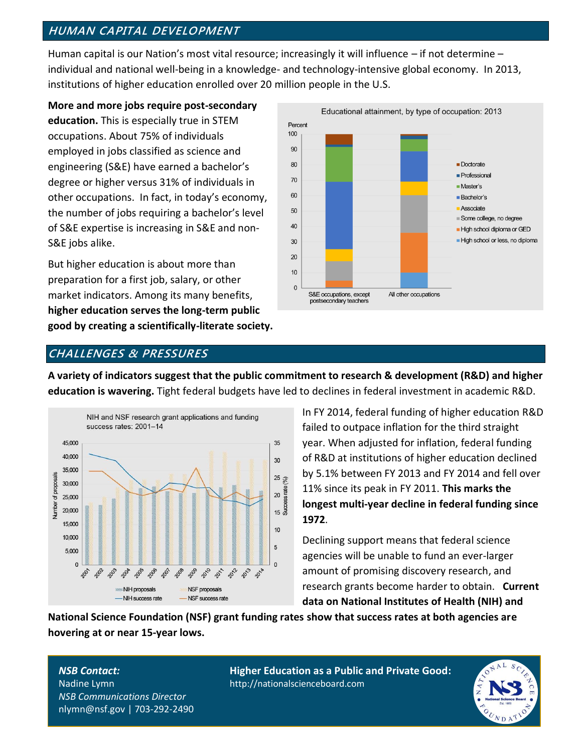## HUMAN CAPITAL DEVELOPMENT

Human capital is our Nation's most vital resource; increasingly it will influence – if not determine – individual and national well-being in a knowledge- and technology-intensive global economy. In 2013, institutions of higher education enrolled over 20 million people in the U.S.

**More and more jobs require post-secondary education.** This is especially true in STEM occupations. About 75% of individuals employed in jobs classified as science and engineering (S&E) have earned a bachelor's degree or higher versus 31% of individuals in other occupations. In fact, in today's economy, the number of jobs requiring a bachelor's level of S&E expertise is increasing in S&E and non-S&E jobs alike.

But higher education is about more than preparation for a first job, salary, or other market indicators. Among its many benefits, **higher education serves the long-term public good by creating a scientifically-literate society.**

Educational attainment, by type of occupation: 2013

Percent

100
90
80
70
60
50
40
30
20
10
0

S&E occupations, except postsecondary teachers
All other occupations

Doctorate
Professional
Master's
Bachelor's
Associate
Some college, no degree
High school diploma or GED
High school or less, no diploma

## CHALLENGES & PRESSURES

**A variety of indicators suggest that the public commitment to research & development (R&D) and higher education is wavering.** Tight federal budgets have led to declines in federal investment in academic R&D.

NIH and NSF research grant applications and funding success rates: 2001–14

Number of proposals

45,000
40,000
35,000
30,000
25,000
20,000
15,000
10,000
5,000
0

Success rate (%)

35
30
25
20
15
10
5
0

2001 2002 2003 2004 2005 2006 2007 2008 2009 2010 2011 2012 2013 2014

NIH proposals
NSF proposals
NIH success rate
NSF success rate

In FY 2014, federal funding of higher education R&D failed to outpace inflation for the third straight year. When adjusted for inflation, federal funding of R&D at institutions of higher education declined by 5.1% between FY 2013 and FY 2014 and fell over 11% since its peak in FY 2011. **This marks the longest multi-year decline in federal funding since 1972**.

Declining support means that federal science agencies will be unable to fund an ever-larger amount of promising discovery research, and research grants become harder to obtain. **Current data on National Institutes of Health (NIH) and National Science Foundation (NSF) grant funding rates show that success rates at both agencies are hovering at or near 15-year lows.**

*NSB Contact:*
Nadine Lymn
*NSB Communications Director*
nlymn@nsf.gov | 703-292-2490

**Higher Education as a Public and Private Good:**
http://nationalscienceboard.com